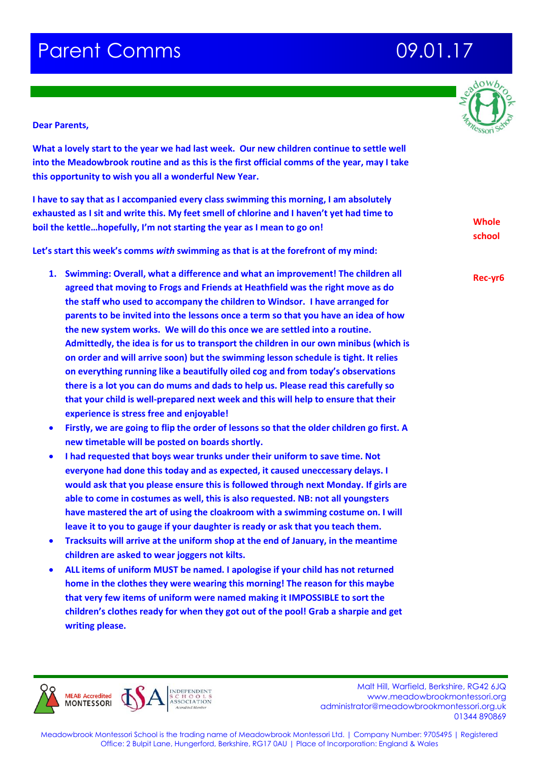# Parent Comms 09.01.17

**Dear Parents,**

**What a lovely start to the year we had last week. Our new children continue to settle well into the Meadowbrook routine and as this is the first official comms of the year, may I take this opportunity to wish you all a wonderful New Year.**

**I have to say that as I accompanied every class swimming this morning, I am absolutely exhausted as I sit and write this. My feet smell of chlorine and I haven't yet had time to boil the kettle…hopefully, I'm not starting the year as I mean to go on!**

**Whole school**

**Let's start this week's comms *with* swimming as that is at the forefront of my mind:**

**Rec-yr6**

1. **Swimming: Overall, what a difference and what an improvement! The children all agreed that moving to Frogs and Friends at Heathfield was the right move as do the staff who used to accompany the children to Windsor. I have arranged for parents to be invited into the lessons once a term so that you have an idea of how the new system works. We will do this once we are settled into a routine. Admittedly, the idea is for us to transport the children in our own minibus (which is on order and will arrive soon) but the swimming lesson schedule is tight. It relies on everything running like a beautifully oiled cog and from today's observations there is a lot you can do mums and dads to help us. Please read this carefully so that your child is well-prepared next week and this will help to ensure that their experience is stress free and enjoyable!**

- **Firstly, we are going to flip the order of lessons so that the older children go first. A new timetable will be posted on boards shortly.**
- **I had requested that boys wear trunks under their uniform to save time. Not everyone had done this today and as expected, it caused uneccessary delays. I would ask that you please ensure this is followed through next Monday. If girls are able to come in costumes as well, this is also requested. NB: not all youngsters have mastered the art of using the cloakroom with a swimming costume on. I will leave it to you to gauge if your daughter is ready or ask that you teach them.**
- **Tracksuits will arrive at the uniform shop at the end of January, in the meantime children are asked to wear joggers not kilts.**
- **ALL items of uniform MUST be named. I apologise if your child has not returned home in the clothes they were wearing this morning! The reason for this maybe that very few items of uniform were named making it IMPOSSIBLE to sort the children's clothes ready for when they got out of the pool! Grab a sharpie and get writing please.**

MEAB Accredited MONTESSORI | ISA Independent Schools Association Accredited Member

Malt Hill, Warfield, Berkshire, RG42 6JQ
www.meadowbrookmontessori.org
administrator@meadowbrookmontessori.org.uk
01344 890869

Meadowbrook Montessori School is the trading name of Meadowbrook Montessori Ltd. | Company Number: 9705495 | Registered Office: 2 Bulpit Lane, Hungerford, Berkshire, RG17 0AU | Place of Incorporation: England & Wales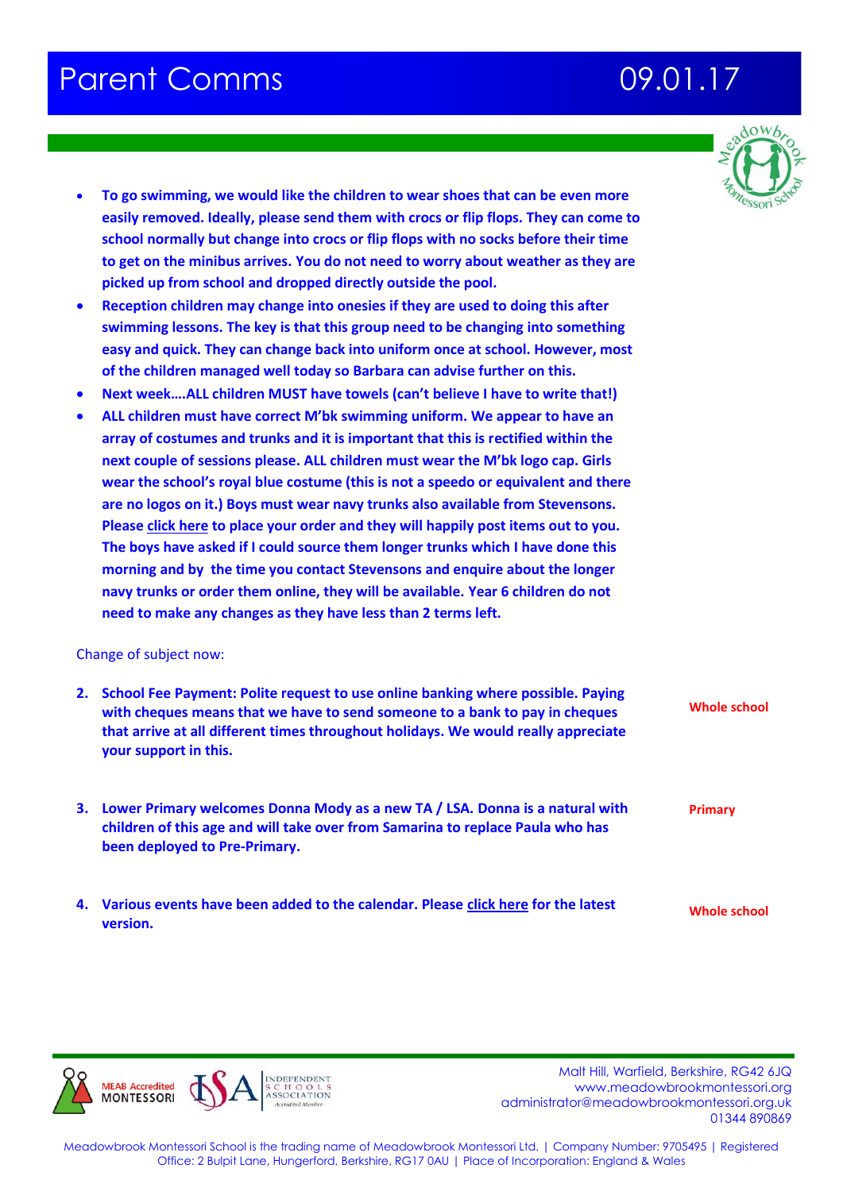# Parent Comms 09.01.17

- **To go swimming, we would like the children to wear shoes that can be even more easily removed. Ideally, please send them with crocs or flip flops. They can come to school normally but change into crocs or flip flops with no socks before their time to get on the minibus arrives. You do not need to worry about weather as they are picked up from school and dropped directly outside the pool.**
- **Reception children may change into onesies if they are used to doing this after swimming lessons. The key is that this group need to be changing into something easy and quick. They can change back into uniform once at school. However, most of the children managed well today so Barbara can advise further on this.**
- **Next week….ALL children MUST have towels (can't believe I have to write that!)**
- **ALL children must have correct M'bk swimming uniform. We appear to have an array of costumes and trunks and it is important that this is rectified within the next couple of sessions please. ALL children must wear the M'bk logo cap. Girls wear the school's royal blue costume (this is not a speedo or equivalent and there are no logos on it.) Boys must wear navy trunks also available from Stevensons. Please click here to place your order and they will happily post items out to you. The boys have asked if I could source them longer trunks which I have done this morning and by the time you contact Stevensons and enquire about the longer navy trunks or order them online, they will be available. Year 6 children do not need to make any changes as they have less than 2 terms left.**

Change of subject now:

2. **School Fee Payment: Polite request to use online banking where possible. Paying with cheques means that we have to send someone to a bank to pay in cheques that arrive at all different times throughout holidays. We would really appreciate your support in this.** — **Whole school**

3. **Lower Primary welcomes Donna Mody as a new TA / LSA. Donna is a natural with children of this age and will take over from Samarina to replace Paula who has been deployed to Pre-Primary.** — **Primary**

4. **Various events have been added to the calendar. Please click here for the latest version.** — **Whole school**

MEAB Accredited MONTESSORI | INDEPENDENT SCHOOLS ASSOCIATION Accredited Member

Malt Hill, Warfield, Berkshire, RG42 6JQ
www.meadowbrookmontessori.org
administrator@meadowbrookmontessori.org.uk
01344 890869

Meadowbrook Montessori School is the trading name of Meadowbrook Montessori Ltd. | Company Number: 9705495 | Registered Office: 2 Bulpit Lane, Hungerford, Berkshire, RG17 0AU | Place of Incorporation: England & Wales